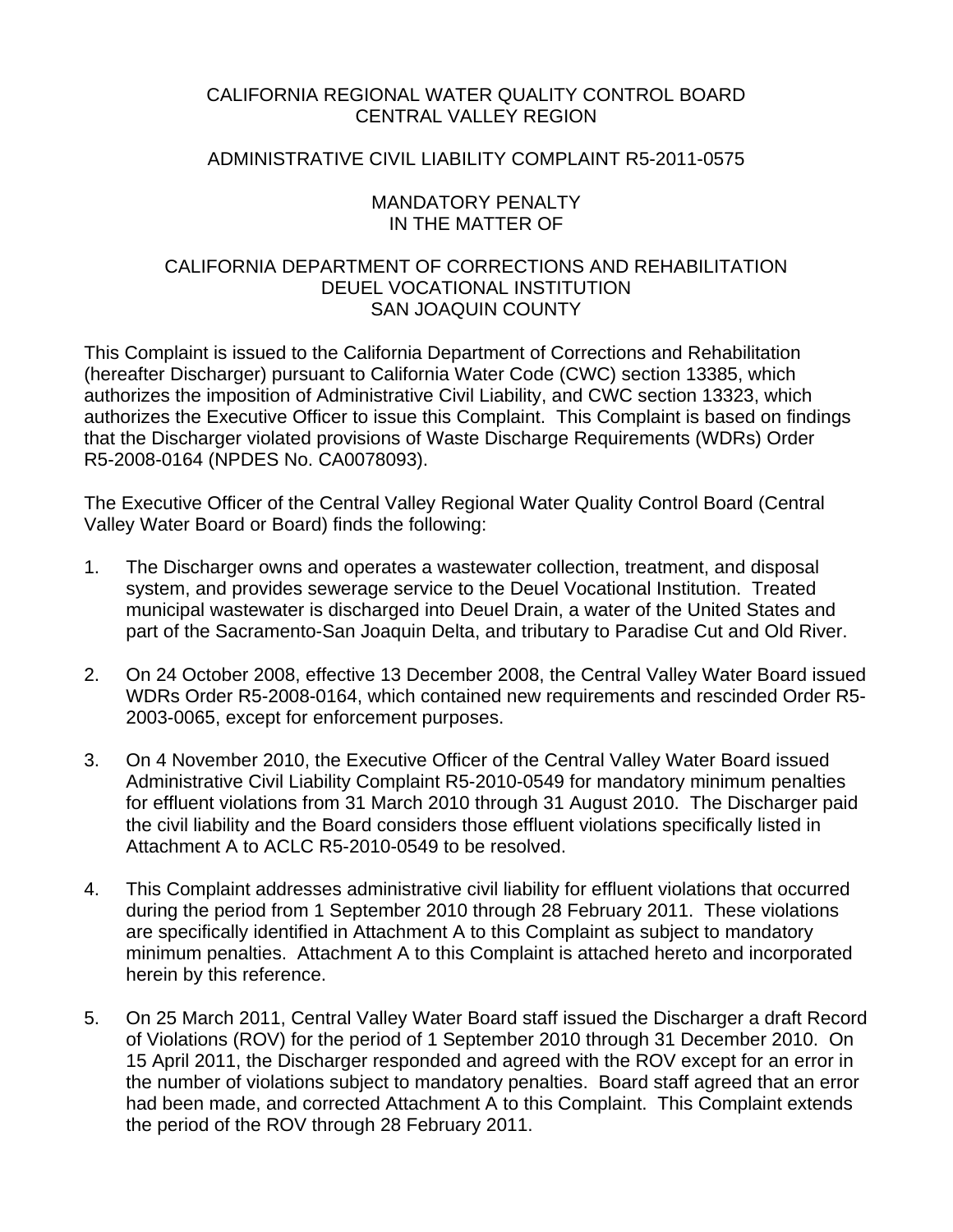# CALIFORNIA REGIONAL WATER QUALITY CONTROL BOARD
# CENTRAL VALLEY REGION

## ADMINISTRATIVE CIVIL LIABILITY COMPLAINT R5-2011-0575

## MANDATORY PENALTY
## IN THE MATTER OF

## CALIFORNIA DEPARTMENT OF CORRECTIONS AND REHABILITATION
## DEUEL VOCATIONAL INSTITUTION
## SAN JOAQUIN COUNTY

This Complaint is issued to the California Department of Corrections and Rehabilitation (hereafter Discharger) pursuant to California Water Code (CWC) section 13385, which authorizes the imposition of Administrative Civil Liability, and CWC section 13323, which authorizes the Executive Officer to issue this Complaint. This Complaint is based on findings that the Discharger violated provisions of Waste Discharge Requirements (WDRs) Order R5-2008-0164 (NPDES No. CA0078093).

The Executive Officer of the Central Valley Regional Water Quality Control Board (Central Valley Water Board or Board) finds the following:

1. The Discharger owns and operates a wastewater collection, treatment, and disposal system, and provides sewerage service to the Deuel Vocational Institution. Treated municipal wastewater is discharged into Deuel Drain, a water of the United States and part of the Sacramento-San Joaquin Delta, and tributary to Paradise Cut and Old River.

2. On 24 October 2008, effective 13 December 2008, the Central Valley Water Board issued WDRs Order R5-2008-0164, which contained new requirements and rescinded Order R5-2003-0065, except for enforcement purposes.

3. On 4 November 2010, the Executive Officer of the Central Valley Water Board issued Administrative Civil Liability Complaint R5-2010-0549 for mandatory minimum penalties for effluent violations from 31 March 2010 through 31 August 2010. The Discharger paid the civil liability and the Board considers those effluent violations specifically listed in Attachment A to ACLC R5-2010-0549 to be resolved.

4. This Complaint addresses administrative civil liability for effluent violations that occurred during the period from 1 September 2010 through 28 February 2011. These violations are specifically identified in Attachment A to this Complaint as subject to mandatory minimum penalties. Attachment A to this Complaint is attached hereto and incorporated herein by this reference.

5. On 25 March 2011, Central Valley Water Board staff issued the Discharger a draft Record of Violations (ROV) for the period of 1 September 2010 through 31 December 2010. On 15 April 2011, the Discharger responded and agreed with the ROV except for an error in the number of violations subject to mandatory penalties. Board staff agreed that an error had been made, and corrected Attachment A to this Complaint. This Complaint extends the period of the ROV through 28 February 2011.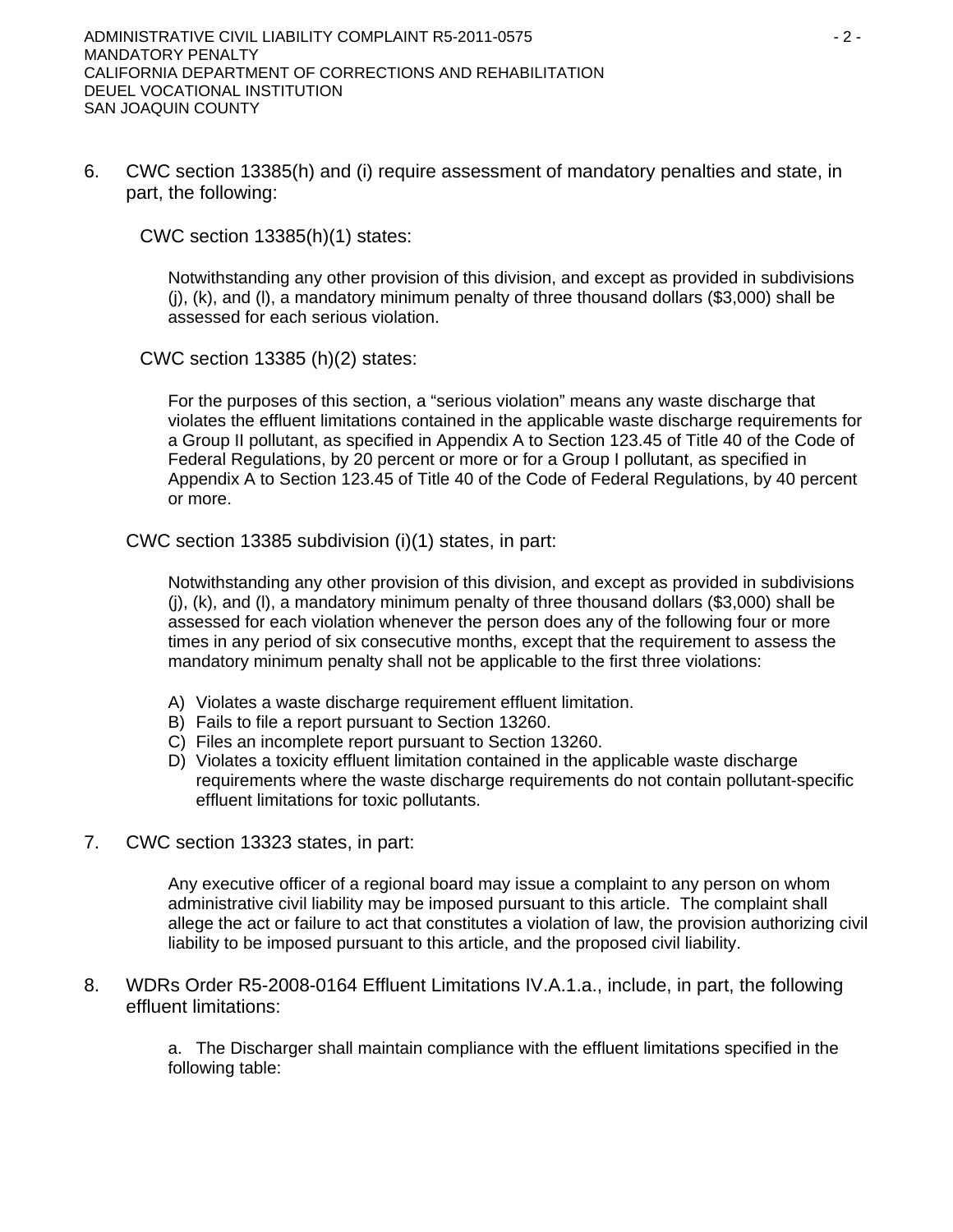6. CWC section 13385(h) and (i) require assessment of mandatory penalties and state, in part, the following:

   CWC section 13385(h)(1) states:

   > Notwithstanding any other provision of this division, and except as provided in subdivisions (j), (k), and (l), a mandatory minimum penalty of three thousand dollars ($3,000) shall be assessed for each serious violation.

   CWC section 13385 (h)(2) states:

   > For the purposes of this section, a "serious violation" means any waste discharge that violates the effluent limitations contained in the applicable waste discharge requirements for a Group II pollutant, as specified in Appendix A to Section 123.45 of Title 40 of the Code of Federal Regulations, by 20 percent or more or for a Group I pollutant, as specified in Appendix A to Section 123.45 of Title 40 of the Code of Federal Regulations, by 40 percent or more.

   CWC section 13385 subdivision (i)(1) states, in part:

   > Notwithstanding any other provision of this division, and except as provided in subdivisions (j), (k), and (l), a mandatory minimum penalty of three thousand dollars ($3,000) shall be assessed for each violation whenever the person does any of the following four or more times in any period of six consecutive months, except that the requirement to assess the mandatory minimum penalty shall not be applicable to the first three violations:
   >
   > A) Violates a waste discharge requirement effluent limitation.
   > B) Fails to file a report pursuant to Section 13260.
   > C) Files an incomplete report pursuant to Section 13260.
   > D) Violates a toxicity effluent limitation contained in the applicable waste discharge requirements where the waste discharge requirements do not contain pollutant-specific effluent limitations for toxic pollutants.

7. CWC section 13323 states, in part:

   > Any executive officer of a regional board may issue a complaint to any person on whom administrative civil liability may be imposed pursuant to this article. The complaint shall allege the act or failure to act that constitutes a violation of law, the provision authorizing civil liability to be imposed pursuant to this article, and the proposed civil liability.

8. WDRs Order R5-2008-0164 Effluent Limitations IV.A.1.a., include, in part, the following effluent limitations:

   > a. The Discharger shall maintain compliance with the effluent limitations specified in the following table: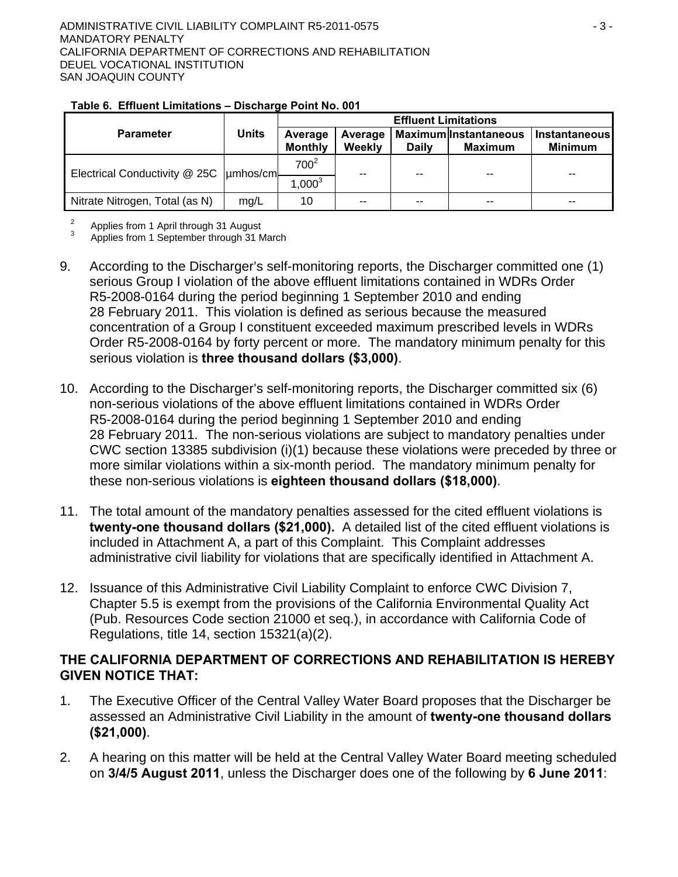**Table 6. Effluent Limitations – Discharge Point No. 001**

| Parameter | Units | Effluent Limitations | | | | |
|---|---|---|---|---|---|---|
| | | Average Monthly | Average Weekly | Maximum Daily | Instantaneous Maximum | Instantaneous Minimum |
| Electrical Conductivity @ 25C | µmhos/cm | 700[2] / 1,000[3] | -- | -- | -- | -- |
| Nitrate Nitrogen, Total (as N) | mg/L | 10 | -- | -- | -- | -- |

[2] Applies from 1 April through 31 August
[3] Applies from 1 September through 31 March

9. According to the Discharger's self-monitoring reports, the Discharger committed one (1) serious Group I violation of the above effluent limitations contained in WDRs Order R5-2008-0164 during the period beginning 1 September 2010 and ending 28 February 2011. This violation is defined as serious because the measured concentration of a Group I constituent exceeded maximum prescribed levels in WDRs Order R5-2008-0164 by forty percent or more. The mandatory minimum penalty for this serious violation is **three thousand dollars ($3,000)**.

10. According to the Discharger's self-monitoring reports, the Discharger committed six (6) non-serious violations of the above effluent limitations contained in WDRs Order R5-2008-0164 during the period beginning 1 September 2010 and ending 28 February 2011. The non-serious violations are subject to mandatory penalties under CWC section 13385 subdivision (i)(1) because these violations were preceded by three or more similar violations within a six-month period. The mandatory minimum penalty for these non-serious violations is **eighteen thousand dollars ($18,000)**.

11. The total amount of the mandatory penalties assessed for the cited effluent violations is **twenty-one thousand dollars ($21,000).** A detailed list of the cited effluent violations is included in Attachment A, a part of this Complaint. This Complaint addresses administrative civil liability for violations that are specifically identified in Attachment A.

12. Issuance of this Administrative Civil Liability Complaint to enforce CWC Division 7, Chapter 5.5 is exempt from the provisions of the California Environmental Quality Act (Pub. Resources Code section 21000 et seq.), in accordance with California Code of Regulations, title 14, section 15321(a)(2).

**THE CALIFORNIA DEPARTMENT OF CORRECTIONS AND REHABILITATION IS HEREBY GIVEN NOTICE THAT:**

1. The Executive Officer of the Central Valley Water Board proposes that the Discharger be assessed an Administrative Civil Liability in the amount of **twenty-one thousand dollars ($21,000)**.

2. A hearing on this matter will be held at the Central Valley Water Board meeting scheduled on **3/4/5 August 2011**, unless the Discharger does one of the following by **6 June 2011**: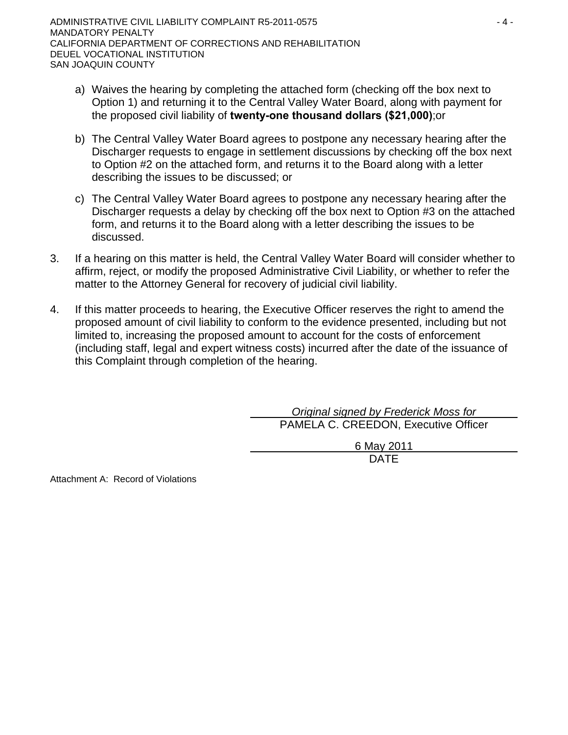a) Waives the hearing by completing the attached form (checking off the box next to Option 1) and returning it to the Central Valley Water Board, along with payment for the proposed civil liability of **twenty-one thousand dollars ($21,000)**;or

b) The Central Valley Water Board agrees to postpone any necessary hearing after the Discharger requests to engage in settlement discussions by checking off the box next to Option #2 on the attached form, and returns it to the Board along with a letter describing the issues to be discussed; or

c) The Central Valley Water Board agrees to postpone any necessary hearing after the Discharger requests a delay by checking off the box next to Option #3 on the attached form, and returns it to the Board along with a letter describing the issues to be discussed.

3. If a hearing on this matter is held, the Central Valley Water Board will consider whether to affirm, reject, or modify the proposed Administrative Civil Liability, or whether to refer the matter to the Attorney General for recovery of judicial civil liability.

4. If this matter proceeds to hearing, the Executive Officer reserves the right to amend the proposed amount of civil liability to conform to the evidence presented, including but not limited to, increasing the proposed amount to account for the costs of enforcement (including staff, legal and expert witness costs) incurred after the date of the issuance of this Complaint through completion of the hearing.

*Original signed by Frederick Moss for*
PAMELA C. CREEDON, Executive Officer

6 May 2011
DATE

Attachment A: Record of Violations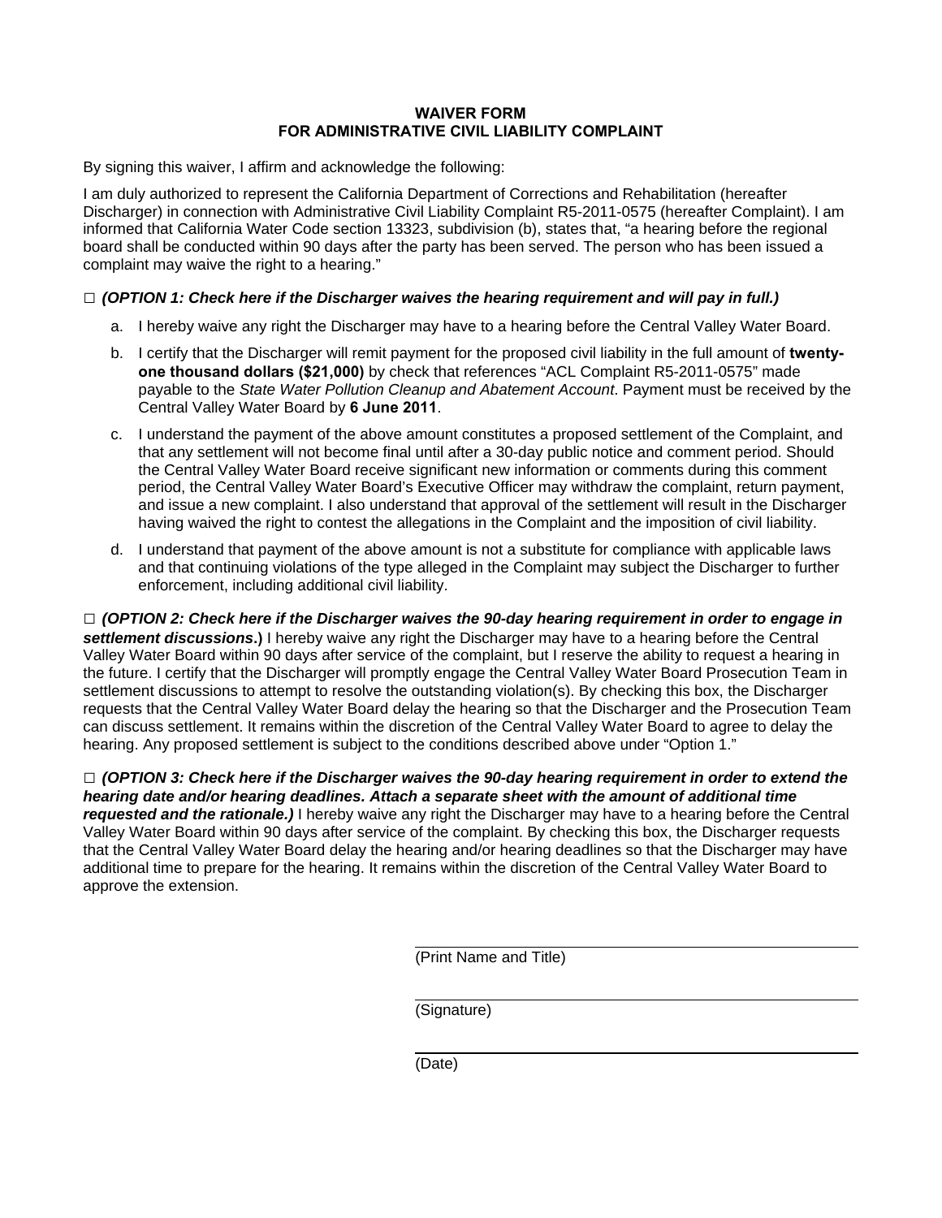## WAIVER FORM
## FOR ADMINISTRATIVE CIVIL LIABILITY COMPLAINT

By signing this waiver, I affirm and acknowledge the following:

I am duly authorized to represent the California Department of Corrections and Rehabilitation (hereafter Discharger) in connection with Administrative Civil Liability Complaint R5-2011-0575 (hereafter Complaint). I am informed that California Water Code section 13323, subdivision (b), states that, "a hearing before the regional board shall be conducted within 90 days after the party has been served. The person who has been issued a complaint may waive the right to a hearing."

□ ***(OPTION 1: Check here if the Discharger waives the hearing requirement and will pay in full.)***

a. I hereby waive any right the Discharger may have to a hearing before the Central Valley Water Board.

b. I certify that the Discharger will remit payment for the proposed civil liability in the full amount of **twenty-one thousand dollars ($21,000)** by check that references "ACL Complaint R5-2011-0575" made payable to the *State Water Pollution Cleanup and Abatement Account*. Payment must be received by the Central Valley Water Board by **6 June 2011**.

c. I understand the payment of the above amount constitutes a proposed settlement of the Complaint, and that any settlement will not become final until after a 30-day public notice and comment period. Should the Central Valley Water Board receive significant new information or comments during this comment period, the Central Valley Water Board's Executive Officer may withdraw the complaint, return payment, and issue a new complaint. I also understand that approval of the settlement will result in the Discharger having waived the right to contest the allegations in the Complaint and the imposition of civil liability.

d. I understand that payment of the above amount is not a substitute for compliance with applicable laws and that continuing violations of the type alleged in the Complaint may subject the Discharger to further enforcement, including additional civil liability.

□ ***(OPTION 2: Check here if the Discharger waives the 90-day hearing requirement in order to engage in settlement discussions*.)** I hereby waive any right the Discharger may have to a hearing before the Central Valley Water Board within 90 days after service of the complaint, but I reserve the ability to request a hearing in the future. I certify that the Discharger will promptly engage the Central Valley Water Board Prosecution Team in settlement discussions to attempt to resolve the outstanding violation(s). By checking this box, the Discharger requests that the Central Valley Water Board delay the hearing so that the Discharger and the Prosecution Team can discuss settlement. It remains within the discretion of the Central Valley Water Board to agree to delay the hearing. Any proposed settlement is subject to the conditions described above under "Option 1."

□ ***(OPTION 3: Check here if the Discharger waives the 90-day hearing requirement in order to extend the hearing date and/or hearing deadlines. Attach a separate sheet with the amount of additional time requested and the rationale.)*** I hereby waive any right the Discharger may have to a hearing before the Central Valley Water Board within 90 days after service of the complaint. By checking this box, the Discharger requests that the Central Valley Water Board delay the hearing and/or hearing deadlines so that the Discharger may have additional time to prepare for the hearing. It remains within the discretion of the Central Valley Water Board to approve the extension.

_______________________________
(Print Name and Title)

_______________________________
(Signature)

_______________________________
(Date)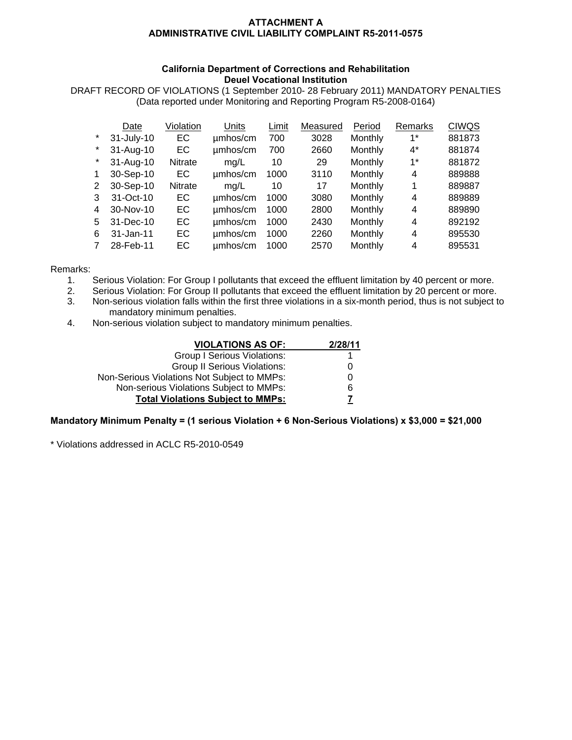**ATTACHMENT A**
**ADMINISTRATIVE CIVIL LIABILITY COMPLAINT R5-2011-0575**

**California Department of Corrections and Rehabilitation**
**Deuel Vocational Institution**

DRAFT RECORD OF VIOLATIONS (1 September 2010- 28 February 2011) MANDATORY PENALTIES
(Data reported under Monitoring and Reporting Program R5-2008-0164)

| | Date | Violation | Units | Limit | Measured | Period | Remarks | CIWQS |
|---|---|---|---|---|---|---|---|---|
| * | 31-July-10 | EC | µmhos/cm | 700 | 3028 | Monthly | 1* | 881873 |
| * | 31-Aug-10 | EC | µmhos/cm | 700 | 2660 | Monthly | 4* | 881874 |
| * | 31-Aug-10 | Nitrate | mg/L | 10 | 29 | Monthly | 1* | 881872 |
| 1 | 30-Sep-10 | EC | µmhos/cm | 1000 | 3110 | Monthly | 4 | 889888 |
| 2 | 30-Sep-10 | Nitrate | mg/L | 10 | 17 | Monthly | 1 | 889887 |
| 3 | 31-Oct-10 | EC | µmhos/cm | 1000 | 3080 | Monthly | 4 | 889889 |
| 4 | 30-Nov-10 | EC | µmhos/cm | 1000 | 2800 | Monthly | 4 | 889890 |
| 5 | 31-Dec-10 | EC | µmhos/cm | 1000 | 2430 | Monthly | 4 | 892192 |
| 6 | 31-Jan-11 | EC | µmhos/cm | 1000 | 2260 | Monthly | 4 | 895530 |
| 7 | 28-Feb-11 | EC | µmhos/cm | 1000 | 2570 | Monthly | 4 | 895531 |

Remarks:

1. Serious Violation: For Group I pollutants that exceed the effluent limitation by 40 percent or more.
2. Serious Violation: For Group II pollutants that exceed the effluent limitation by 20 percent or more.
3. Non-serious violation falls within the first three violations in a six-month period, thus is not subject to mandatory minimum penalties.
4. Non-serious violation subject to mandatory minimum penalties.

| **VIOLATIONS AS OF:** | **2/28/11** |
|---|---|
| Group I Serious Violations: | 1 |
| Group II Serious Violations: | 0 |
| Non-Serious Violations Not Subject to MMPs: | 0 |
| Non-serious Violations Subject to MMPs: | 6 |
| **Total Violations Subject to MMPs:** | **7** |

**Mandatory Minimum Penalty = (1 serious Violation + 6 Non-Serious Violations) x $3,000 = $21,000**

* Violations addressed in ACLC R5-2010-0549